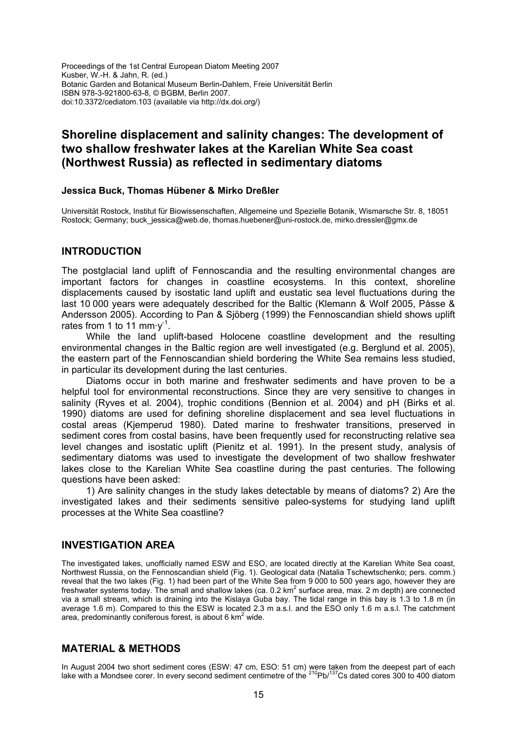Proceedings of the 1st Central European Diatom Meeting 2007
Kusber, W.-H. & Jahn, R. (ed.)
Botanic Garden and Botanical Museum Berlin-Dahlem, Freie Universität Berlin
ISBN 978-3-921800-63-8, © BGBM, Berlin 2007.
doi:10.3372/cediatom.103 (available via http://dx.doi.org/)

# Shoreline displacement and salinity changes: The development of two shallow freshwater lakes at the Karelian White Sea coast (Northwest Russia) as reflected in sedimentary diatoms

**Jessica Buck, Thomas Hübener & Mirko Dreßler**

Universität Rostock, Institut für Biowissenschaften, Allgemeine und Spezielle Botanik, Wismarsche Str. 8, 18051 Rostock; Germany; buck_jessica@web.de, thomas.huebener@uni-rostock.de, mirko.dressler@gmx.de

## INTRODUCTION

The postglacial land uplift of Fennoscandia and the resulting environmental changes are important factors for changes in coastline ecosystems. In this context, shoreline displacements caused by isostatic land uplift and eustatic sea level fluctuations during the last 10 000 years were adequately described for the Baltic (Klemann & Wolf 2005, Påsse & Andersson 2005). According to Pan & Sjöberg (1999) the Fennoscandian shield shows uplift rates from 1 to 11 $mm \cdot y^{-1}$.

While the land uplift-based Holocene coastline development and the resulting environmental changes in the Baltic region are well investigated (e.g. Berglund et al. 2005), the eastern part of the Fennoscandian shield bordering the White Sea remains less studied, in particular its development during the last centuries.

Diatoms occur in both marine and freshwater sediments and have proven to be a helpful tool for environmental reconstructions. Since they are very sensitive to changes in salinity (Ryves et al. 2004), trophic conditions (Bennion et al. 2004) and pH (Birks et al. 1990) diatoms are used for defining shoreline displacement and sea level fluctuations in costal areas (Kjemperud 1980). Dated marine to freshwater transitions, preserved in sediment cores from costal basins, have been frequently used for reconstructing relative sea level changes and isostatic uplift (Pienitz et al. 1991). In the present study, analysis of sedimentary diatoms was used to investigate the development of two shallow freshwater lakes close to the Karelian White Sea coastline during the past centuries. The following questions have been asked:

1) Are salinity changes in the study lakes detectable by means of diatoms? 2) Are the investigated lakes and their sediments sensitive paleo-systems for studying land uplift processes at the White Sea coastline?

## INVESTIGATION AREA

The investigated lakes, unofficially named ESW and ESO, are located directly at the Karelian White Sea coast, Northwest Russia, on the Fennoscandian shield (Fig. 1). Geological data (Natalia Tschewtschenko; pers. comm.) reveal that the two lakes (Fig. 1) had been part of the White Sea from 9 000 to 500 years ago, however they are freshwater systems today. The small and shallow lakes (ca. 0.2 $km^2$ surface area, max. 2 m depth) are connected via a small stream, which is draining into the Kislaya Guba bay. The tidal range in this bay is 1.3 to 1.8 m (in average 1.6 m). Compared to this the ESW is located 2.3 m a.s.l. and the ESO only 1.6 m a.s.l. The catchment area, predominantly coniferous forest, is about 6 $km^2$ wide.

## MATERIAL & METHODS

In August 2004 two short sediment cores (ESW: 47 cm, ESO: 51 cm) were taken from the deepest part of each lake with a Mondsee corer. In every second sediment centimetre of the $^{210}Pb/^{137}Cs$ dated cores 300 to 400 diatom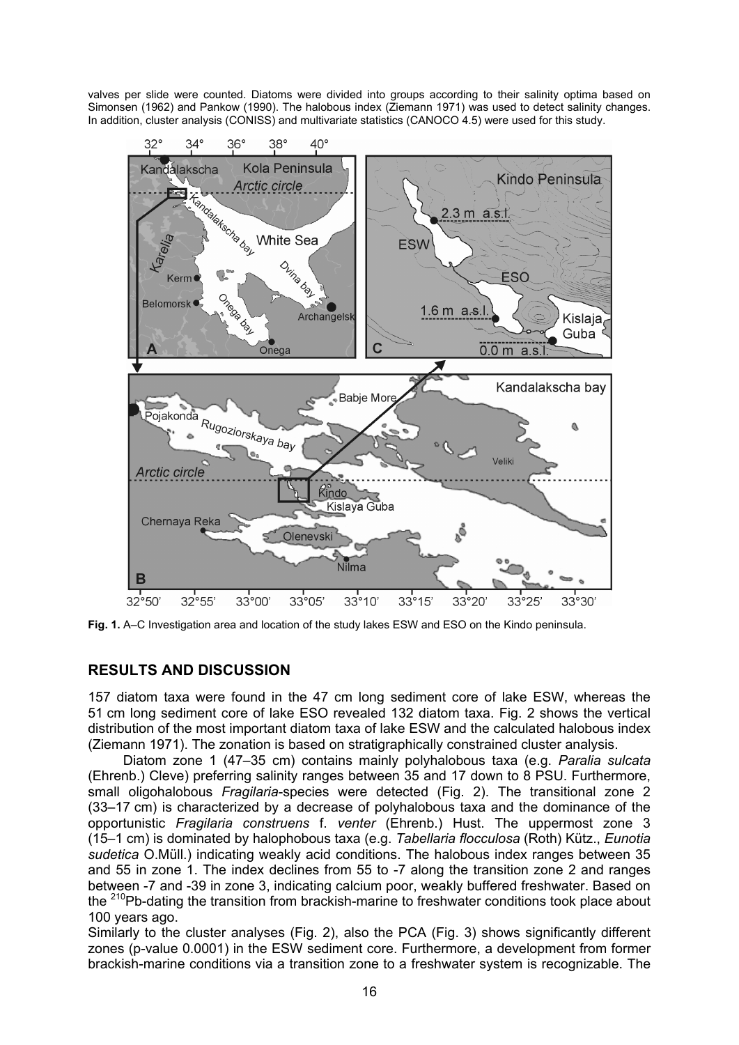valves per slide were counted. Diatoms were divided into groups according to their salinity optima based on Simonsen (1962) and Pankow (1990). The halobous index (Ziemann 1971) was used to detect salinity changes. In addition, cluster analysis (CONISS) and multivariate statistics (CANOCO 4.5) were used for this study.

**Fig. 1.** A–C Investigation area and location of the study lakes ESW and ESO on the Kindo peninsula.

## RESULTS AND DISCUSSION

157 diatom taxa were found in the 47 cm long sediment core of lake ESW, whereas the 51 cm long sediment core of lake ESO revealed 132 diatom taxa. Fig. 2 shows the vertical distribution of the most important diatom taxa of lake ESW and the calculated halobous index (Ziemann 1971). The zonation is based on stratigraphically constrained cluster analysis.

Diatom zone 1 (47–35 cm) contains mainly polyhalobous taxa (e.g. *Paralia sulcata* (Ehrenb.) Cleve) preferring salinity ranges between 35 and 17 down to 8 PSU. Furthermore, small oligohalobous *Fragilaria*-species were detected (Fig. 2). The transitional zone 2 (33–17 cm) is characterized by a decrease of polyhalobous taxa and the dominance of the opportunistic *Fragilaria construens* f. *venter* (Ehrenb.) Hust. The uppermost zone 3 (15–1 cm) is dominated by halophobous taxa (e.g. *Tabellaria flocculosa* (Roth) Kütz., *Eunotia sudetica* O.Müll.) indicating weakly acid conditions. The halobous index ranges between 35 and 55 in zone 1. The index declines from 55 to -7 along the transition zone 2 and ranges between -7 and -39 in zone 3, indicating calcium poor, weakly buffered freshwater. Based on the $^{210}$Pb-dating the transition from brackish-marine to freshwater conditions took place about 100 years ago.

Similarly to the cluster analyses (Fig. 2), also the PCA (Fig. 3) shows significantly different zones (p-value 0.0001) in the ESW sediment core. Furthermore, a development from former brackish-marine conditions via a transition zone to a freshwater system is recognizable. The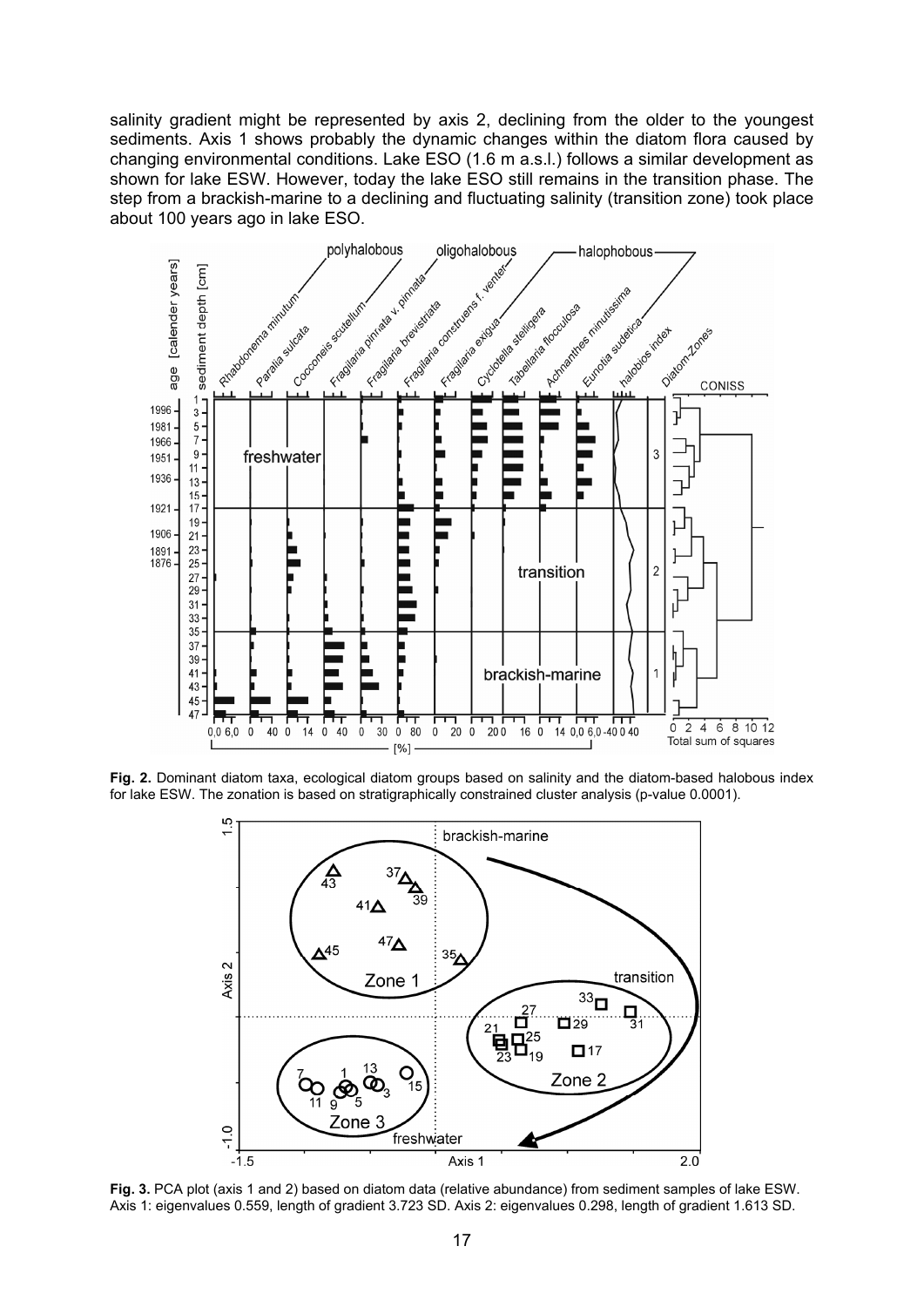salinity gradient might be represented by axis 2, declining from the older to the youngest sediments. Axis 1 shows probably the dynamic changes within the diatom flora caused by changing environmental conditions. Lake ESO (1.6 m a.s.l.) follows a similar development as shown for lake ESW. However, today the lake ESO still remains in the transition phase. The step from a brackish-marine to a declining and fluctuating salinity (transition zone) took place about 100 years ago in lake ESO.

polyhalobous
oligohalobous
halophobous
age [calender years]
sediment depth [cm]
Rhabdonema minutum
Paralia sulcata
Cocconeis scutellum
Fragilaria pinnata v. pinnata
Fragilaria brevistriata
Fragilaria construens f. venter
Fragilaria exigua
Cyclotella stelligera
Tabellaria flocculosa
Achnanthes minutissima
Eunotia sudetica
halobios index
Diatom-Zones
CONISS
1996
1981
1966
1951
1936
1921
1906
1891
1876
1
3
5
7
9
11
13
15
17
19
21
23
25
27
29
31
33
35
37
39
41
43
45
47
freshwater
transition
brackish-marine
3
2
1
0,0 6,0 0 40 0 14 0 40 0 30 0 80 0 20 0 20 0 16 0 14 0,0 6,0 -40 0 40
[%]
0 2 4 6 8 10 12
Total sum of squares

**Fig. 2.** Dominant diatom taxa, ecological diatom groups based on salinity and the diatom-based halobous index for lake ESW. The zonation is based on stratigraphically constrained cluster analysis (p-value 0.0001).

1.5
-1.0
-1.5
2.0
Axis 2
Axis 1
brackish-marine
transition
freshwater
Zone 1
Zone 2
Zone 3
43
37
39
41
47
45
35
33
31
27
29
21
25
23
19
17
7
11
9
1
5
13
3
15

**Fig. 3.** PCA plot (axis 1 and 2) based on diatom data (relative abundance) from sediment samples of lake ESW. Axis 1: eigenvalues 0.559, length of gradient 3.723 SD. Axis 2: eigenvalues 0.298, length of gradient 1.613 SD.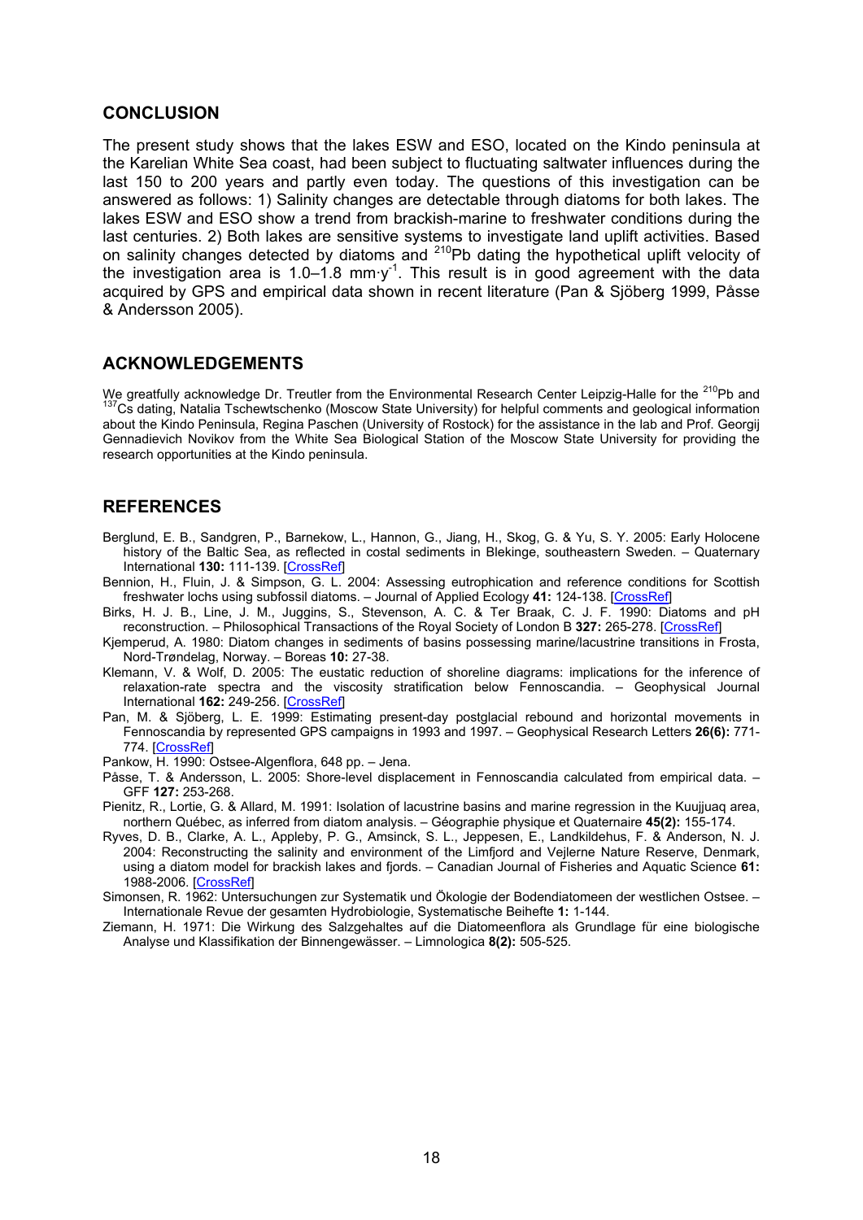## CONCLUSION

The present study shows that the lakes ESW and ESO, located on the Kindo peninsula at the Karelian White Sea coast, had been subject to fluctuating saltwater influences during the last 150 to 200 years and partly even today. The questions of this investigation can be answered as follows: 1) Salinity changes are detectable through diatoms for both lakes. The lakes ESW and ESO show a trend from brackish-marine to freshwater conditions during the last centuries. 2) Both lakes are sensitive systems to investigate land uplift activities. Based on salinity changes detected by diatoms and $^{210}$Pb dating the hypothetical uplift velocity of the investigation area is 1.0–1.8 mm·y$^{-1}$. This result is in good agreement with the data acquired by GPS and empirical data shown in recent literature (Pan & Sjöberg 1999, Påsse & Andersson 2005).

## ACKNOWLEDGEMENTS

We greatfully acknowledge Dr. Treutler from the Environmental Research Center Leipzig-Halle for the $^{210}$Pb and $^{137}$Cs dating, Natalia Tschewtschenko (Moscow State University) for helpful comments and geological information about the Kindo Peninsula, Regina Paschen (University of Rostock) for the assistance in the lab and Prof. Georgij Gennadievich Novikov from the White Sea Biological Station of the Moscow State University for providing the research opportunities at the Kindo peninsula.

## REFERENCES

Berglund, E. B., Sandgren, P., Barnekow, L., Hannon, G., Jiang, H., Skog, G. & Yu, S. Y. 2005: Early Holocene history of the Baltic Sea, as reflected in costal sediments in Blekinge, southeastern Sweden. – Quaternary International **130:** 111-139. [CrossRef]

Bennion, H., Fluin, J. & Simpson, G. L. 2004: Assessing eutrophication and reference conditions for Scottish freshwater lochs using subfossil diatoms. – Journal of Applied Ecology **41:** 124-138. [CrossRef]

Birks, H. J. B., Line, J. M., Juggins, S., Stevenson, A. C. & Ter Braak, C. J. F. 1990: Diatoms and pH reconstruction. – Philosophical Transactions of the Royal Society of London B **327:** 265-278. [CrossRef]

Kjemperud, A. 1980: Diatom changes in sediments of basins possessing marine/lacustrine transitions in Frosta, Nord-Trøndelag, Norway. – Boreas **10:** 27-38.

Klemann, V. & Wolf, D. 2005: The eustatic reduction of shoreline diagrams: implications for the inference of relaxation-rate spectra and the viscosity stratification below Fennoscandia. – Geophysical Journal International **162:** 249-256. [CrossRef]

Pan, M. & Sjöberg, L. E. 1999: Estimating present-day postglacial rebound and horizontal movements in Fennoscandia by represented GPS campaigns in 1993 and 1997. – Geophysical Research Letters **26(6):** 771-774. [CrossRef]

Pankow, H. 1990: Ostsee-Algenflora, 648 pp. – Jena.

Påsse, T. & Andersson, L. 2005: Shore-level displacement in Fennoscandia calculated from empirical data. – GFF **127:** 253-268.

Pienitz, R., Lortie, G. & Allard, M. 1991: Isolation of lacustrine basins and marine regression in the Kuujjuaq area, northern Québec, as inferred from diatom analysis. – Géographie physique et Quaternaire **45(2):** 155-174.

Ryves, D. B., Clarke, A. L., Appleby, P. G., Amsinck, S. L., Jeppesen, E., Landkildehus, F. & Anderson, N. J. 2004: Reconstructing the salinity and environment of the Limfjord and Vejlerne Nature Reserve, Denmark, using a diatom model for brackish lakes and fjords. – Canadian Journal of Fisheries and Aquatic Science **61:** 1988-2006. [CrossRef]

Simonsen, R. 1962: Untersuchungen zur Systematik und Ökologie der Bodendiatomeen der westlichen Ostsee. – Internationale Revue der gesamten Hydrobiologie, Systematische Beihefte **1:** 1-144.

Ziemann, H. 1971: Die Wirkung des Salzgehaltes auf die Diatomeenflora als Grundlage für eine biologische Analyse und Klassifikation der Binnengewässer. – Limnologica **8(2):** 505-525.